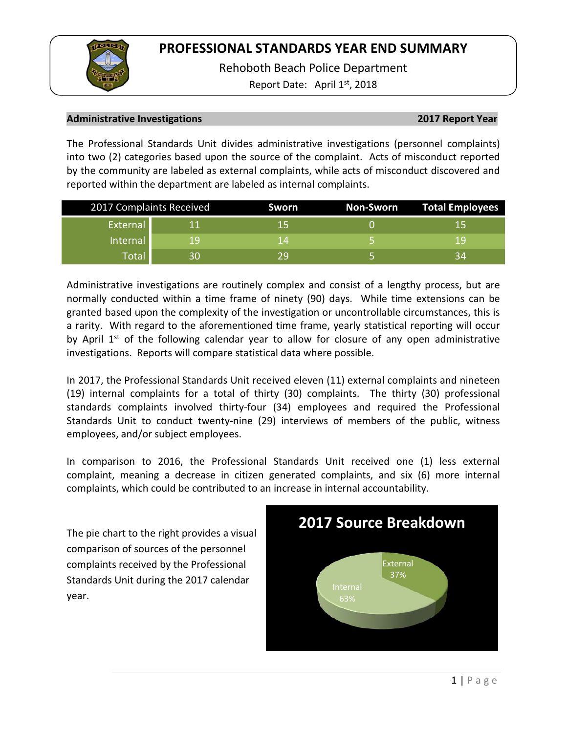# PROFESSIONAL STANDARDS YEAR END SUMMARY

Rehoboth Beach Police Department

Report Date: April 1st, 2018

**Administrative Investigations** **2017 Report Year**

The Professional Standards Unit divides administrative investigations (personnel complaints) into two (2) categories based upon the source of the complaint. Acts of misconduct reported by the community are labeled as external complaints, while acts of misconduct discovered and reported within the department are labeled as internal complaints.

| 2017 Complaints Received | | Sworn | Non-Sworn | Total Employees |
|---|---|---|---|---|
| External | 11 | 15 | 0 | 15 |
| Internal | 19 | 14 | 5 | 19 |
| Total | 30 | 29 | 5 | 34 |

Administrative investigations are routinely complex and consist of a lengthy process, but are normally conducted within a time frame of ninety (90) days. While time extensions can be granted based upon the complexity of the investigation or uncontrollable circumstances, this is a rarity. With regard to the aforementioned time frame, yearly statistical reporting will occur by April 1st of the following calendar year to allow for closure of any open administrative investigations. Reports will compare statistical data where possible.

In 2017, the Professional Standards Unit received eleven (11) external complaints and nineteen (19) internal complaints for a total of thirty (30) complaints. The thirty (30) professional standards complaints involved thirty-four (34) employees and required the Professional Standards Unit to conduct twenty-nine (29) interviews of members of the public, witness employees, and/or subject employees.

In comparison to 2016, the Professional Standards Unit received one (1) less external complaint, meaning a decrease in citizen generated complaints, and six (6) more internal complaints, which could be contributed to an increase in internal accountability.

The pie chart to the right provides a visual comparison of sources of the personnel complaints received by the Professional Standards Unit during the 2017 calendar year.

**2017 Source Breakdown**

| Source | Percentage |
|---|---|
| External | 37% |
| Internal | 63% |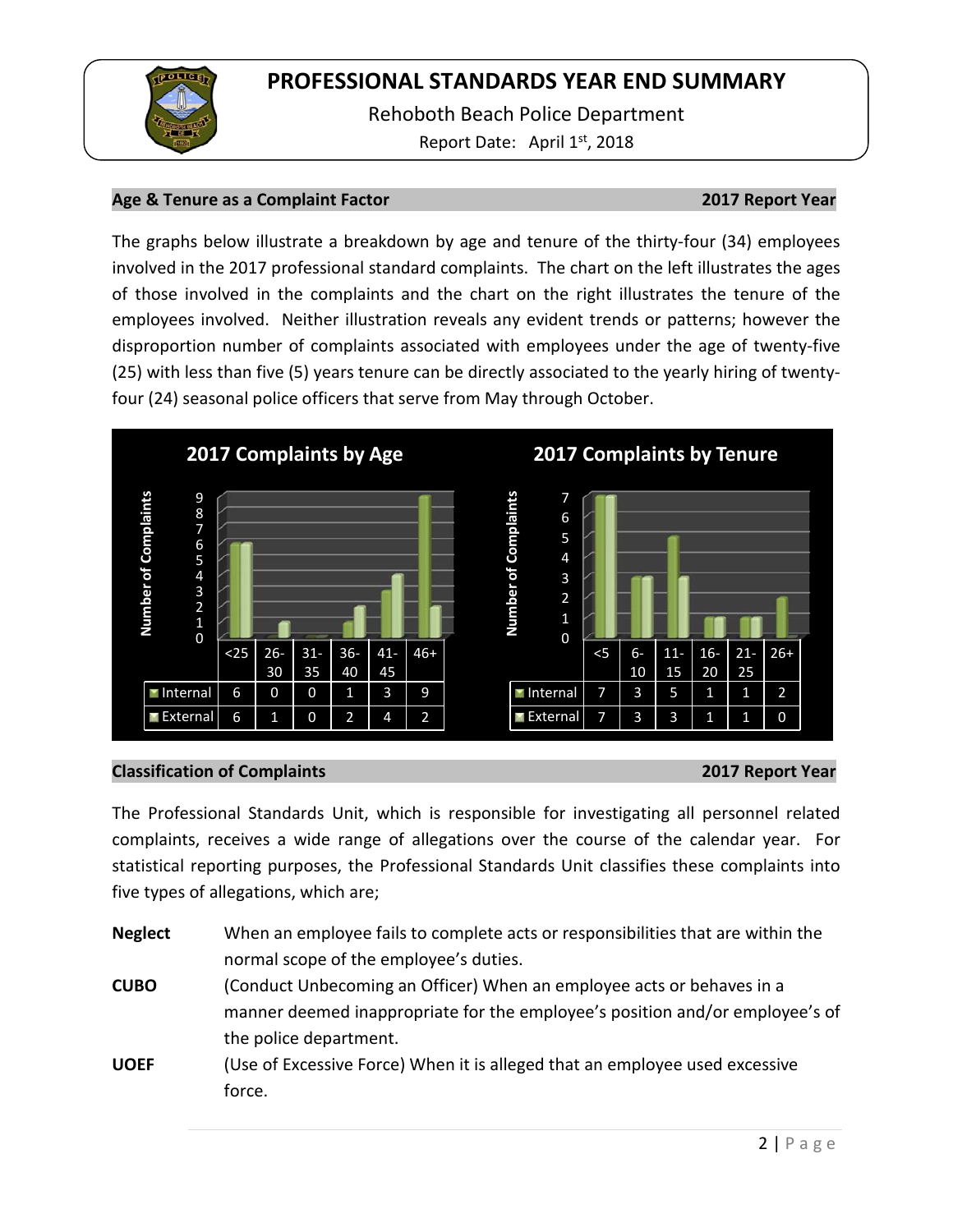# PROFESSIONAL STANDARDS YEAR END SUMMARY

Rehoboth Beach Police Department

Report Date: April 1st, 2018

## Age & Tenure as a Complaint Factor — 2017 Report Year

The graphs below illustrate a breakdown by age and tenure of the thirty-four (34) employees involved in the 2017 professional standard complaints. The chart on the left illustrates the ages of those involved in the complaints and the chart on the right illustrates the tenure of the employees involved. Neither illustration reveals any evident trends or patterns; however the disproportion number of complaints associated with employees under the age of twenty-five (25) with less than five (5) years tenure can be directly associated to the yearly hiring of twenty-four (24) seasonal police officers that serve from May through October.

**2017 Complaints by Age**

| | <25 | 26-30 | 31-35 | 36-40 | 41-45 | 46+ |
|---|---|---|---|---|---|---|
| Internal | 6 | 0 | 0 | 1 | 3 | 9 |
| External | 6 | 1 | 0 | 2 | 4 | 2 |

**2017 Complaints by Tenure**

| | <5 | 6-10 | 11-15 | 16-20 | 21-25 | 26+ |
|---|---|---|---|---|---|---|
| Internal | 7 | 3 | 5 | 1 | 1 | 2 |
| External | 7 | 3 | 3 | 1 | 1 | 0 |

## Classification of Complaints — 2017 Report Year

The Professional Standards Unit, which is responsible for investigating all personnel related complaints, receives a wide range of allegations over the course of the calendar year. For statistical reporting purposes, the Professional Standards Unit classifies these complaints into five types of allegations, which are;

**Neglect** When an employee fails to complete acts or responsibilities that are within the normal scope of the employee's duties.

**CUBO** (Conduct Unbecoming an Officer) When an employee acts or behaves in a manner deemed inappropriate for the employee's position and/or employee's of the police department.

**UOEF** (Use of Excessive Force) When it is alleged that an employee used excessive force.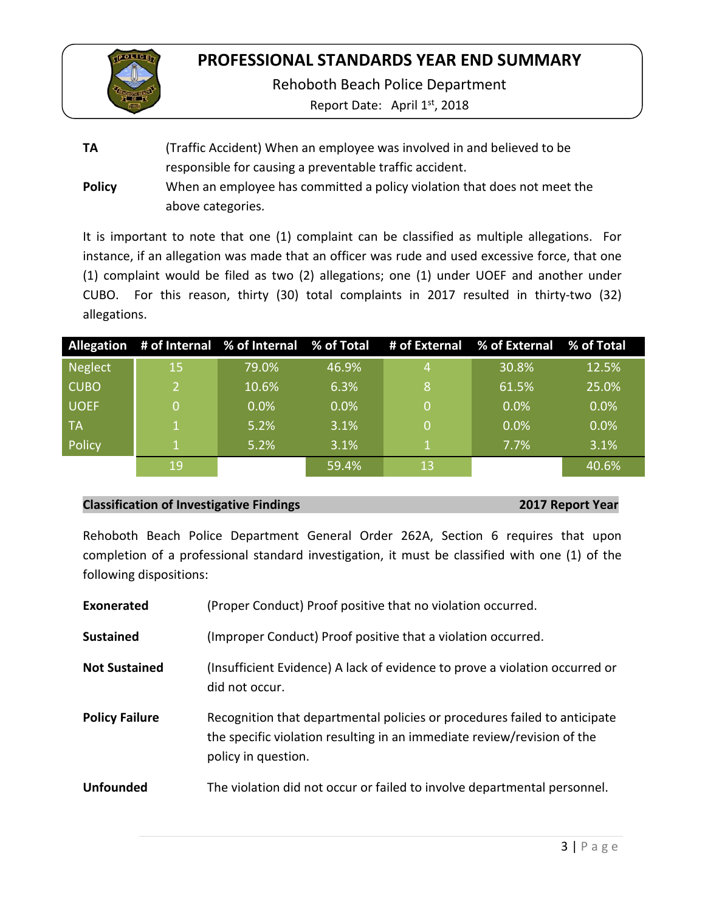| | |
|---|---|
| **TA** | (Traffic Accident) When an employee was involved in and believed to be responsible for causing a preventable traffic accident. |
| **Policy** | When an employee has committed a policy violation that does not meet the above categories. |

It is important to note that one (1) complaint can be classified as multiple allegations. For instance, if an allegation was made that an officer was rude and used excessive force, that one (1) complaint would be filed as two (2) allegations; one (1) under UOEF and another under CUBO. For this reason, thirty (30) total complaints in 2017 resulted in thirty-two (32) allegations.

| Allegation | # of Internal | % of Internal | % of Total | # of External | % of External | % of Total |
|---|---|---|---|---|---|---|
| Neglect | 15 | 79.0% | 46.9% | 4 | 30.8% | 12.5% |
| CUBO | 2 | 10.6% | 6.3% | 8 | 61.5% | 25.0% |
| UOEF | 0 | 0.0% | 0.0% | 0 | 0.0% | 0.0% |
| TA | 1 | 5.2% | 3.1% | 0 | 0.0% | 0.0% |
| Policy | 1 | 5.2% | 3.1% | 1 | 7.7% | 3.1% |
| | 19 | | 59.4% | 13 | | 40.6% |

**Classification of Investigative Findings** **2017 Report Year**

Rehoboth Beach Police Department General Order 262A, Section 6 requires that upon completion of a professional standard investigation, it must be classified with one (1) of the following dispositions:

| | |
|---|---|
| **Exonerated** | (Proper Conduct) Proof positive that no violation occurred. |
| **Sustained** | (Improper Conduct) Proof positive that a violation occurred. |
| **Not Sustained** | (Insufficient Evidence) A lack of evidence to prove a violation occurred or did not occur. |
| **Policy Failure** | Recognition that departmental policies or procedures failed to anticipate the specific violation resulting in an immediate review/revision of the policy in question. |
| **Unfounded** | The violation did not occur or failed to involve departmental personnel. |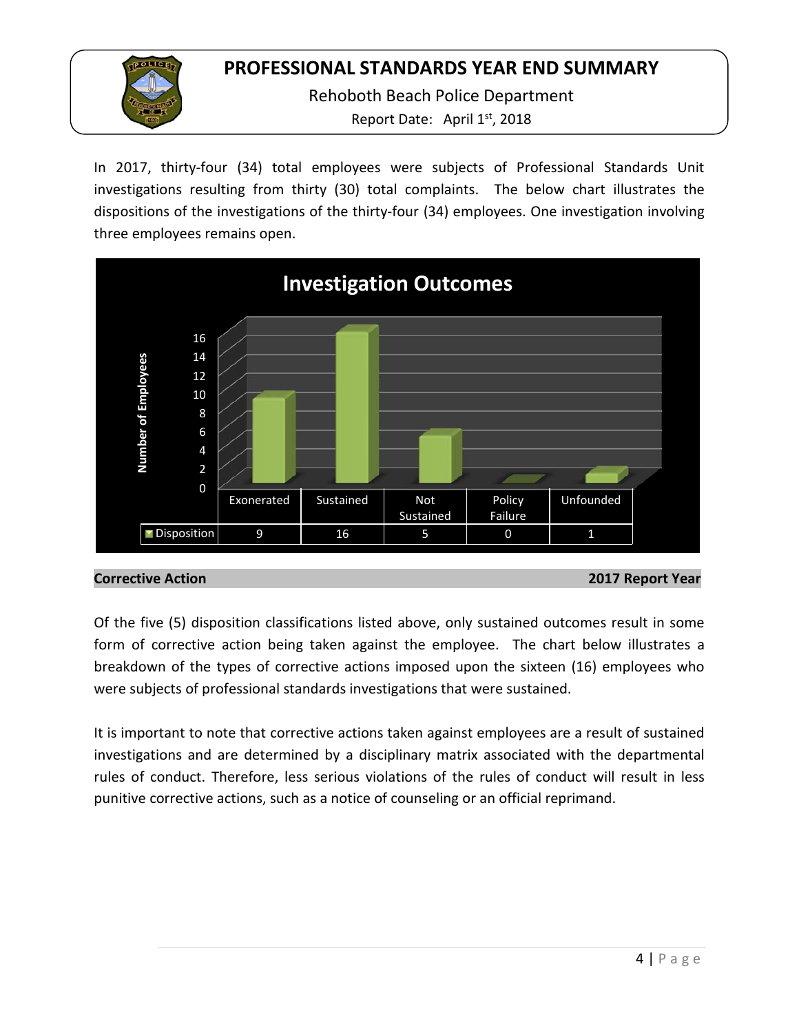# PROFESSIONAL STANDARDS YEAR END SUMMARY

Rehoboth Beach Police Department

Report Date: April 1st, 2018

In 2017, thirty-four (34) total employees were subjects of Professional Standards Unit investigations resulting from thirty (30) total complaints. The below chart illustrates the dispositions of the investigations of the thirty-four (34) employees. One investigation involving three employees remains open.

**Investigation Outcomes**

| | Exonerated | Sustained | Not Sustained | Policy Failure | Unfounded |
|---|---|---|---|---|---|
| Disposition | 9 | 16 | 5 | 0 | 1 |

**Corrective Action** — **2017 Report Year**

Of the five (5) disposition classifications listed above, only sustained outcomes result in some form of corrective action being taken against the employee. The chart below illustrates a breakdown of the types of corrective actions imposed upon the sixteen (16) employees who were subjects of professional standards investigations that were sustained.

It is important to note that corrective actions taken against employees are a result of sustained investigations and are determined by a disciplinary matrix associated with the departmental rules of conduct. Therefore, less serious violations of the rules of conduct will result in less punitive corrective actions, such as a notice of counseling or an official reprimand.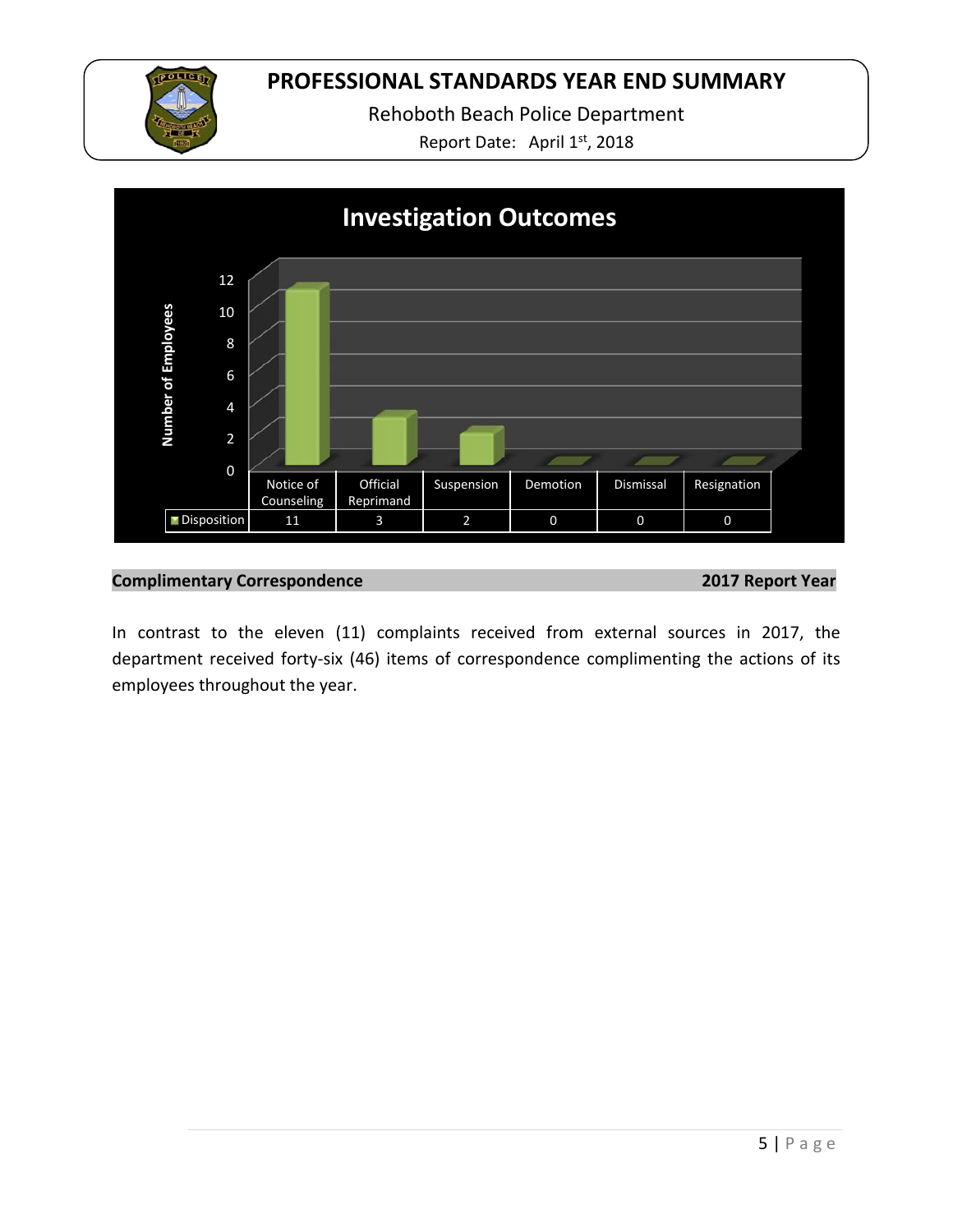# PROFESSIONAL STANDARDS YEAR END SUMMARY

Rehoboth Beach Police Department

Report Date: April 1st, 2018

**Investigation Outcomes**

Number of Employees

12
10
8
6
4
2
0

Notice of Counseling
Official Reprimand
Suspension
Demotion
Dismissal
Resignation

Disposition
11
3
2
0
0
0

**Complimentary Correspondence** **2017 Report Year**

In contrast to the eleven (11) complaints received from external sources in 2017, the department received forty-six (46) items of correspondence complimenting the actions of its employees throughout the year.